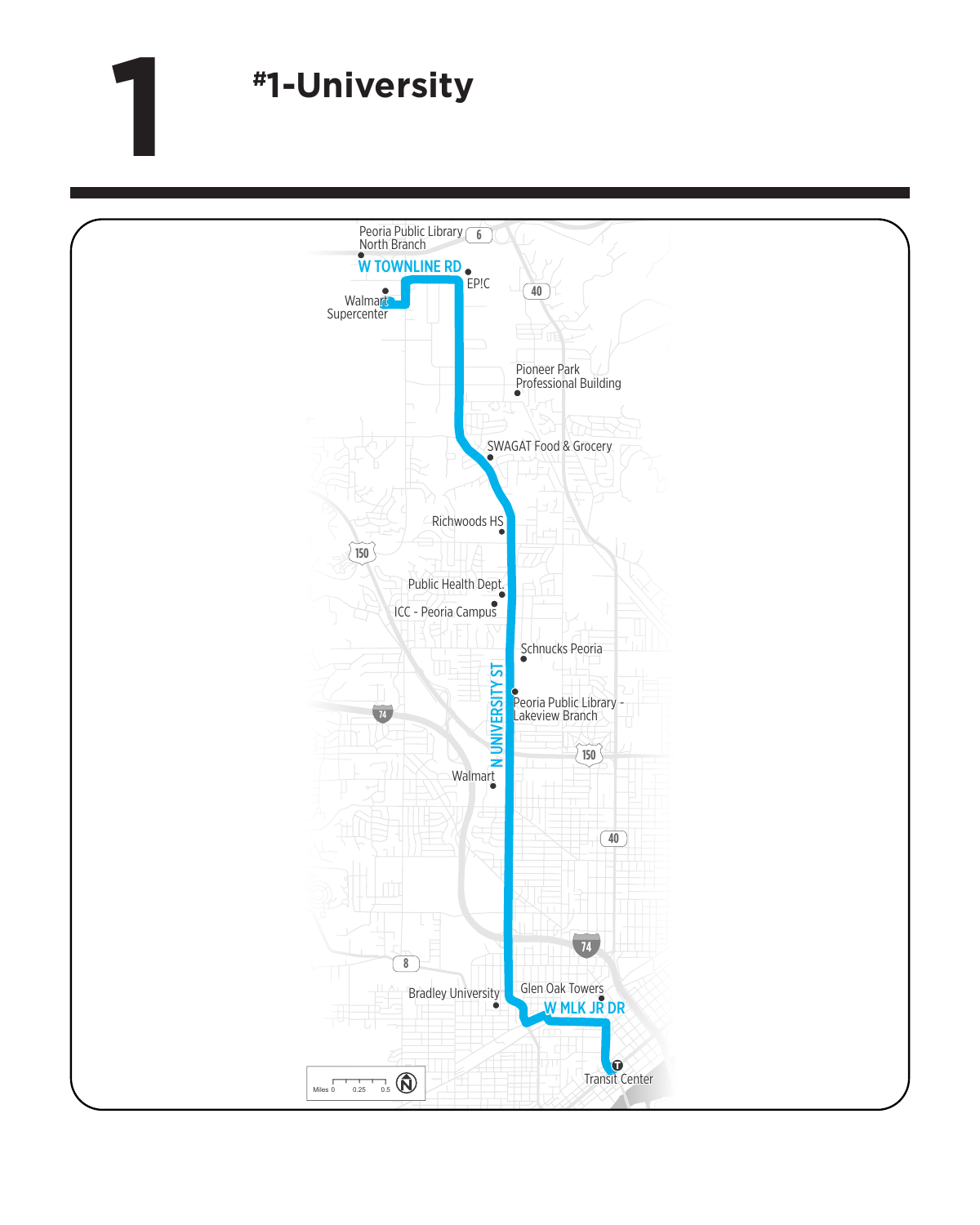# 1

## #1-University

Peoria Public Library North Branch

W TOWNLINE RD

EP!C

Walmart Supercenter

Pioneer Park Professional Building

SWAGAT Food & Grocery

Richwoods HS

Public Health Dept.

ICC - Peoria Campus

Schnucks Peoria

N UNIVERSITY ST

Peoria Public Library - Lakeview Branch

Walmart

Bradley University

Glen Oak Towers

W MLK JR DR

Transit Center

Miles 0 0.25 0.5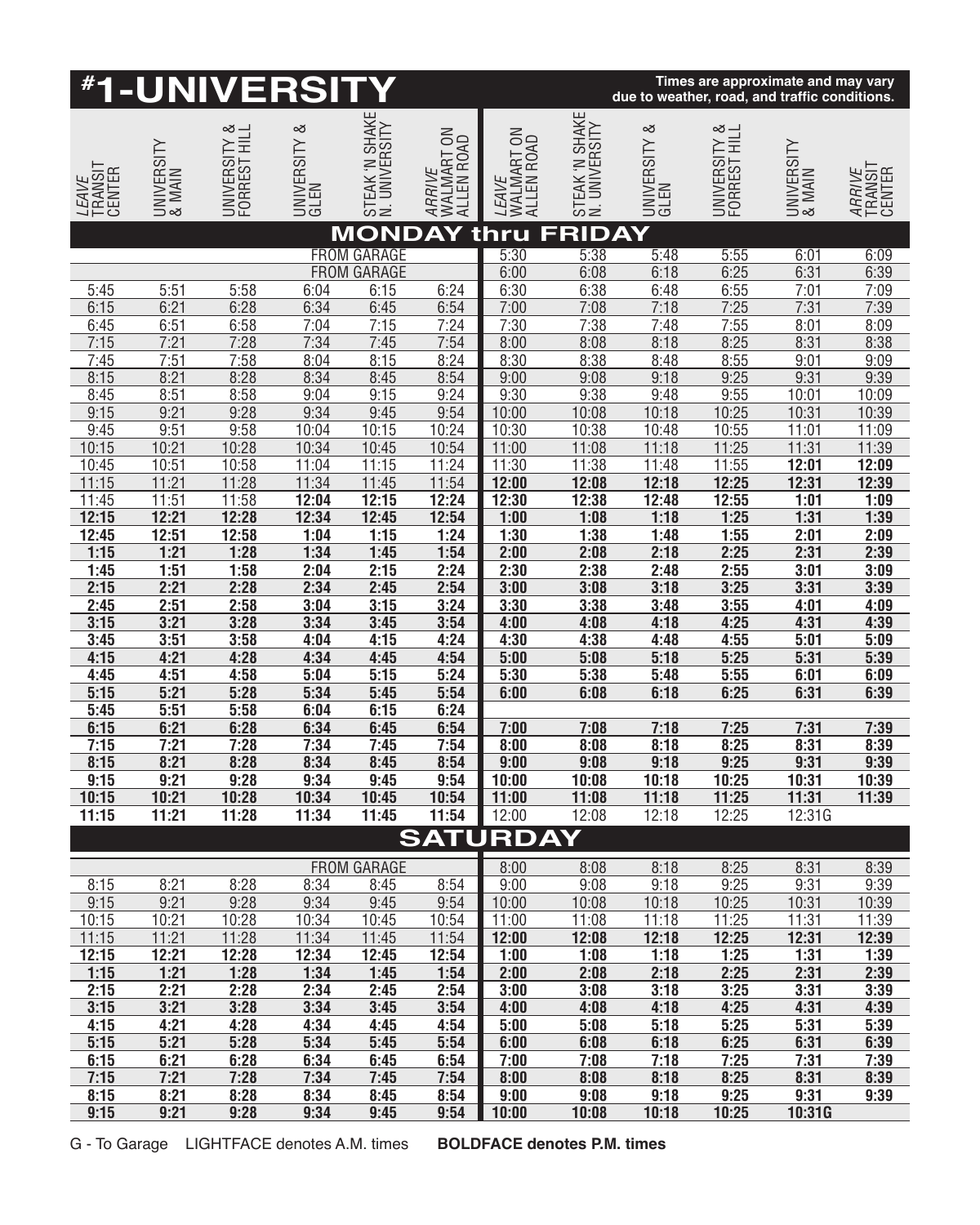# #1-UNIVERSITY

**Times are approximate and may vary due to weather, road, and traffic conditions.**

| *LEAVE* TRANSIT CENTER | UNIVERSITY & MAIN | UNIVERSITY & FORREST HILL | UNIVERSITY & GLEN | STEAK 'N SHAKE N. UNIVERSITY | *ARRIVE* WALMART ON ALLEN ROAD | *LEAVE* WALMART ON ALLEN ROAD | STEAK 'N SHAKE N. UNIVERSITY | UNIVERSITY & GLEN | UNIVERSITY & FORREST HILL | UNIVERSITY & MAIN | *ARRIVE* TRANSIT CENTER |
|---|---|---|---|---|---|---|---|---|---|---|---|
| **MONDAY thru FRIDAY** | | | | | | | | | | | |
| | | | FROM GARAGE | | | 5:30 | 5:38 | 5:48 | 5:55 | 6:01 | 6:09 |
| | | | FROM GARAGE | | | 6:00 | 6:08 | 6:18 | 6:25 | 6:31 | 6:39 |
| 5:45 | 5:51 | 5:58 | 6:04 | 6:15 | 6:24 | 6:30 | 6:38 | 6:48 | 6:55 | 7:01 | 7:09 |
| 6:15 | 6:21 | 6:28 | 6:34 | 6:45 | 6:54 | 7:00 | 7:08 | 7:18 | 7:25 | 7:31 | 7:39 |
| 6:45 | 6:51 | 6:58 | 7:04 | 7:15 | 7:24 | 7:30 | 7:38 | 7:48 | 7:55 | 8:01 | 8:09 |
| 7:15 | 7:21 | 7:28 | 7:34 | 7:45 | 7:54 | 8:00 | 8:08 | 8:18 | 8:25 | 8:31 | 8:38 |
| 7:45 | 7:51 | 7:58 | 8:04 | 8:15 | 8:24 | 8:30 | 8:38 | 8:48 | 8:55 | 9:01 | 9:09 |
| 8:15 | 8:21 | 8:28 | 8:34 | 8:45 | 8:54 | 9:00 | 9:08 | 9:18 | 9:25 | 9:31 | 9:39 |
| 8:45 | 8:51 | 8:58 | 9:04 | 9:15 | 9:24 | 9:30 | 9:38 | 9:48 | 9:55 | 10:01 | 10:09 |
| 9:15 | 9:21 | 9:28 | 9:34 | 9:45 | 9:54 | 10:00 | 10:08 | 10:18 | 10:25 | 10:31 | 10:39 |
| 9:45 | 9:51 | 9:58 | 10:04 | 10:15 | 10:24 | 10:30 | 10:38 | 10:48 | 10:55 | 11:01 | 11:09 |
| 10:15 | 10:21 | 10:28 | 10:34 | 10:45 | 10:54 | 11:00 | 11:08 | 11:18 | 11:25 | 11:31 | 11:39 |
| 10:45 | 10:51 | 10:58 | 11:04 | 11:15 | 11:24 | 11:30 | 11:38 | 11:48 | 11:55 | **12:01** | **12:09** |
| 11:15 | 11:21 | 11:28 | 11:34 | 11:45 | 11:54 | **12:00** | **12:08** | **12:18** | **12:25** | **12:31** | **12:39** |
| 11:45 | 11:51 | 11:58 | **12:04** | **12:15** | **12:24** | **12:30** | **12:38** | **12:48** | **12:55** | **1:01** | **1:09** |
| **12:15** | **12:21** | **12:28** | **12:34** | **12:45** | **12:54** | **1:00** | **1:08** | **1:18** | **1:25** | **1:31** | **1:39** |
| **12:45** | **12:51** | **12:58** | **1:04** | **1:15** | **1:24** | **1:30** | **1:38** | **1:48** | **1:55** | **2:01** | **2:09** |
| **1:15** | **1:21** | **1:28** | **1:34** | **1:45** | **1:54** | **2:00** | **2:08** | **2:18** | **2:25** | **2:31** | **2:39** |
| **1:45** | **1:51** | **1:58** | **2:04** | **2:15** | **2:24** | **2:30** | **2:38** | **2:48** | **2:55** | **3:01** | **3:09** |
| **2:15** | **2:21** | **2:28** | **2:34** | **2:45** | **2:54** | **3:00** | **3:08** | **3:18** | **3:25** | **3:31** | **3:39** |
| **2:45** | **2:51** | **2:58** | **3:04** | **3:15** | **3:24** | **3:30** | **3:38** | **3:48** | **3:55** | **4:01** | **4:09** |
| **3:15** | **3:21** | **3:28** | **3:34** | **3:45** | **3:54** | **4:00** | **4:08** | **4:18** | **4:25** | **4:31** | **4:39** |
| **3:45** | **3:51** | **3:58** | **4:04** | **4:15** | **4:24** | **4:30** | **4:38** | **4:48** | **4:55** | **5:01** | **5:09** |
| **4:15** | **4:21** | **4:28** | **4:34** | **4:45** | **4:54** | **5:00** | **5:08** | **5:18** | **5:25** | **5:31** | **5:39** |
| **4:45** | **4:51** | **4:58** | **5:04** | **5:15** | **5:24** | **5:30** | **5:38** | **5:48** | **5:55** | **6:01** | **6:09** |
| **5:15** | **5:21** | **5:28** | **5:34** | **5:45** | **5:54** | **6:00** | **6:08** | **6:18** | **6:25** | **6:31** | **6:39** |
| **5:45** | **5:51** | **5:58** | **6:04** | **6:15** | **6:24** | | | | | | |
| **6:15** | **6:21** | **6:28** | **6:34** | **6:45** | **6:54** | **7:00** | **7:08** | **7:18** | **7:25** | **7:31** | **7:39** |
| **7:15** | **7:21** | **7:28** | **7:34** | **7:45** | **7:54** | **8:00** | **8:08** | **8:18** | **8:25** | **8:31** | **8:39** |
| **8:15** | **8:21** | **8:28** | **8:34** | **8:45** | **8:54** | **9:00** | **9:08** | **9:18** | **9:25** | **9:31** | **9:39** |
| **9:15** | **9:21** | **9:28** | **9:34** | **9:45** | **9:54** | **10:00** | **10:08** | **10:18** | **10:25** | **10:31** | **10:39** |
| **10:15** | **10:21** | **10:28** | **10:34** | **10:45** | **10:54** | **11:00** | **11:08** | **11:18** | **11:25** | **11:31** | **11:39** |
| **11:15** | **11:21** | **11:28** | **11:34** | **11:45** | **11:54** | 12:00 | 12:08 | 12:18 | 12:25 | 12:31G | |
| **SATURDAY** | | | | | | | | | | | |
| | | | FROM GARAGE | | | 8:00 | 8:08 | 8:18 | 8:25 | 8:31 | 8:39 |
| 8:15 | 8:21 | 8:28 | 8:34 | 8:45 | 8:54 | 9:00 | 9:08 | 9:18 | 9:25 | 9:31 | 9:39 |
| 9:15 | 9:21 | 9:28 | 9:34 | 9:45 | 9:54 | 10:00 | 10:08 | 10:18 | 10:25 | 10:31 | 10:39 |
| 10:15 | 10:21 | 10:28 | 10:34 | 10:45 | 10:54 | 11:00 | 11:08 | 11:18 | 11:25 | 11:31 | 11:39 |
| 11:15 | 11:21 | 11:28 | 11:34 | 11:45 | 11:54 | **12:00** | **12:08** | **12:18** | **12:25** | **12:31** | **12:39** |
| **12:15** | **12:21** | **12:28** | **12:34** | **12:45** | **12:54** | **1:00** | **1:08** | **1:18** | **1:25** | **1:31** | **1:39** |
| **1:15** | **1:21** | **1:28** | **1:34** | **1:45** | **1:54** | **2:00** | **2:08** | **2:18** | **2:25** | **2:31** | **2:39** |
| **2:15** | **2:21** | **2:28** | **2:34** | **2:45** | **2:54** | **3:00** | **3:08** | **3:18** | **3:25** | **3:31** | **3:39** |
| **3:15** | **3:21** | **3:28** | **3:34** | **3:45** | **3:54** | **4:00** | **4:08** | **4:18** | **4:25** | **4:31** | **4:39** |
| **4:15** | **4:21** | **4:28** | **4:34** | **4:45** | **4:54** | **5:00** | **5:08** | **5:18** | **5:25** | **5:31** | **5:39** |
| **5:15** | **5:21** | **5:28** | **5:34** | **5:45** | **5:54** | **6:00** | **6:08** | **6:18** | **6:25** | **6:31** | **6:39** |
| **6:15** | **6:21** | **6:28** | **6:34** | **6:45** | **6:54** | **7:00** | **7:08** | **7:18** | **7:25** | **7:31** | **7:39** |
| **7:15** | **7:21** | **7:28** | **7:34** | **7:45** | **7:54** | **8:00** | **8:08** | **8:18** | **8:25** | **8:31** | **8:39** |
| **8:15** | **8:21** | **8:28** | **8:34** | **8:45** | **8:54** | **9:00** | **9:08** | **9:18** | **9:25** | **9:31** | **9:39** |
| **9:15** | **9:21** | **9:28** | **9:34** | **9:45** | **9:54** | **10:00** | **10:08** | **10:18** | **10:25** | **10:31G** | |

G - To Garage LIGHTFACE denotes A.M. times **BOLDFACE denotes P.M. times**